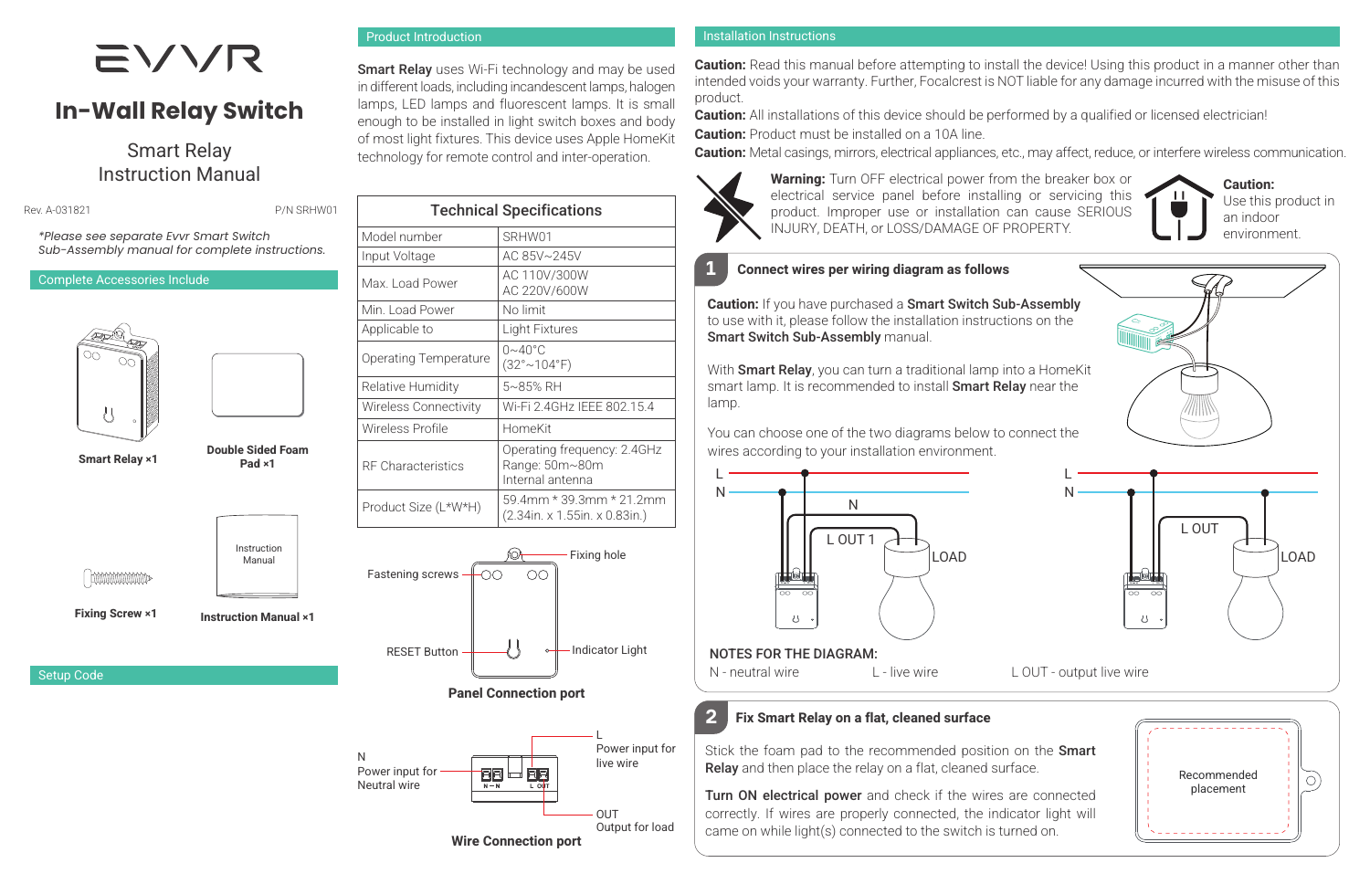# EVVR

# In-Wall Relay Switch

## Smart Relay Instruction Manual

Rev. A-031821 P/N SRHW01

*\*Please see separate Evvr Smart Switch Sub-Assembly manual for complete instructions.*

## Complete Accessories Include

- **Smart Relay ×1**
- **Double Sided Foam Pad ×1**
- **Fixing Screw ×1**
- **Instruction Manual ×1**

## Setup Code

## Product Introduction

**Smart Relay** uses Wi-Fi technology and may be used in different loads, including incandescent lamps, halogen lamps, LED lamps and fluorescent lamps. It is small enough to be installed in light switch boxes and body of most light fixtures. This device uses Apple HomeKit technology for remote control and inter-operation.

| Technical Specifications | |
|---|---|
| Model number | SRHW01 |
| Input Voltage | AC 85V~245V |
| Max. Load Power | AC 110V/300W<br>AC 220V/600W |
| Min. Load Power | No limit |
| Applicable to | Light Fixtures |
| Operating Temperature | 0~40°C<br>(32°~104°F) |
| Relative Humidity | 5~85% RH |
| Wireless Connectivity | Wi-Fi 2.4GHz IEEE 802.15.4 |
| Wireless Profile | HomeKit |
| RF Characteristics | Operating frequency: 2.4GHz<br>Range: 50m~80m<br>Internal antenna |
| Product Size (L\*W\*H) | 59.4mm \* 39.3mm \* 21.2mm<br>(2.34in. x 1.55in. x 0.83in.) |

Fastening screws — Fixing hole — RESET Button — Indicator Light

**Panel Connection port**

N: Power input for Neutral wire
L: Power input for live wire
OUT: Output for load

**Wire Connection port**

## Installation Instructions

**Caution:** Read this manual before attempting to install the device! Using this product in a manner other than intended voids your warranty. Further, Focalcrest is NOT liable for any damage incurred with the misuse of this product.

**Caution:** All installations of this device should be performed by a qualified or licensed electrician!

**Caution:** Product must be installed on a 10A line.

**Caution:** Metal casings, mirrors, electrical appliances, etc., may affect, reduce, or interfere wireless communication.

**Warning:** Turn OFF electrical power from the breaker box or electrical service panel before installing or servicing this product. Improper use or installation can cause SERIOUS INJURY, DEATH, or LOSS/DAMAGE OF PROPERTY.

**Caution:** Use this product in an indoor environment.

### 1 Connect wires per wiring diagram as follows

**Caution:** If you have purchased a **Smart Switch Sub-Assembly** to use with it, please follow the installation instructions on the **Smart Switch Sub-Assembly** manual.

With **Smart Relay**, you can turn a traditional lamp into a HomeKit smart lamp. It is recommended to install **Smart Relay** near the lamp.

You can choose one of the two diagrams below to connect the wires according to your installation environment.

L, N, N, L OUT 1, LOAD — L, N, L OUT, LOAD

NOTES FOR THE DIAGRAM:
N - neutral wire    L - live wire    L OUT - output live wire

### 2 Fix Smart Relay on a flat, cleaned surface

Stick the foam pad to the recommended position on the **Smart Relay** and then place the relay on a flat, cleaned surface.

**Turn ON electrical power** and check if the wires are connected correctly. If wires are properly connected, the indicator light will came on while light(s) connected to the switch is turned on.

Recommended placement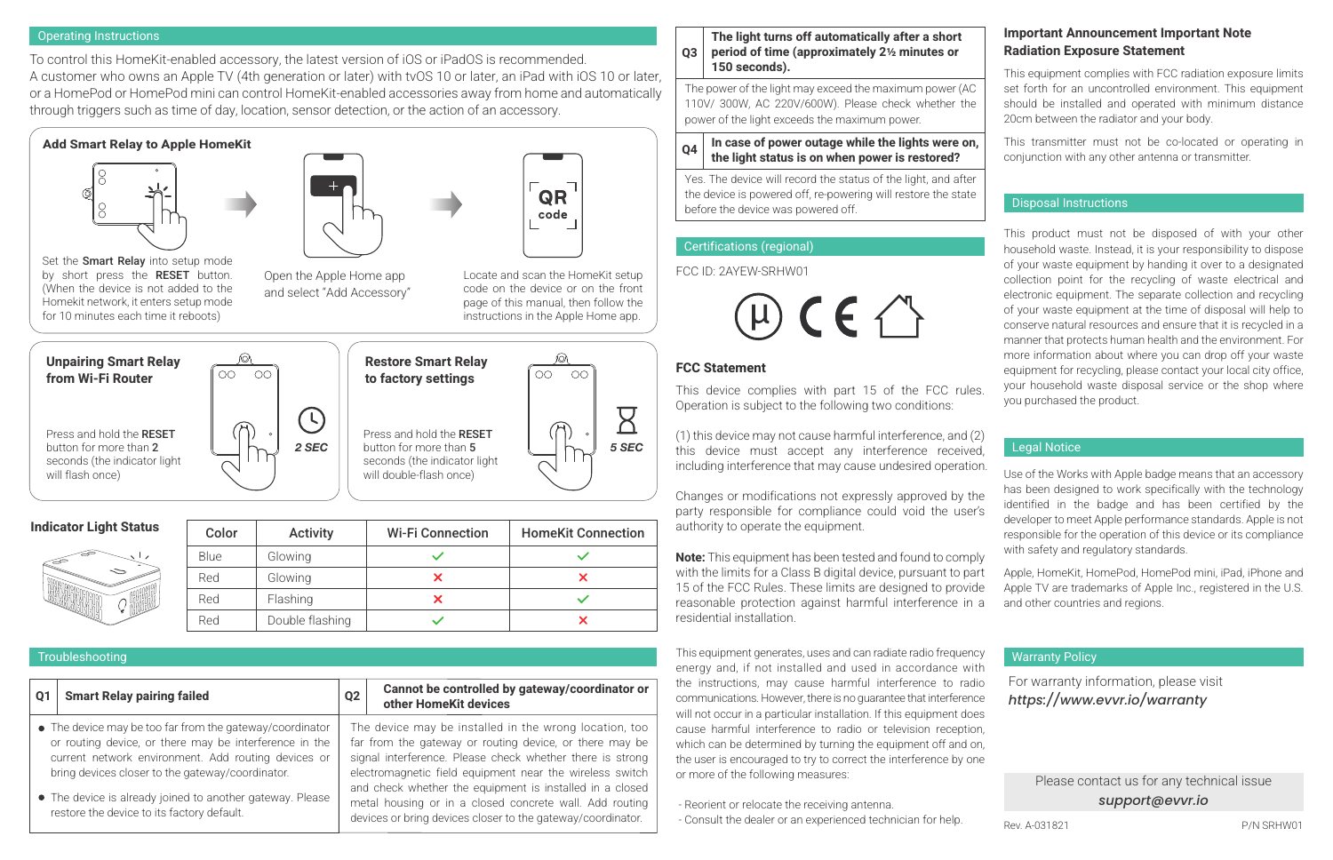## Operating Instructions

To control this HomeKit-enabled accessory, the latest version of iOS or iPadOS is recommended.
A customer who owns an Apple TV (4th generation or later) with tvOS 10 or later, an iPad with iOS 10 or later, or a HomePod or HomePod mini can control HomeKit-enabled accessories away from home and automatically through triggers such as time of day, location, sensor detection, or the action of an accessory.

### Add Smart Relay to Apple HomeKit

Set the **Smart Relay** into setup mode by short press the **RESET** button. (When the device is not added to the Homekit network, it enters setup mode for 10 minutes each time it reboots)

Open the Apple Home app and select "Add Accessory"

QR code

Locate and scan the HomeKit setup code on the device or on the front page of this manual, then follow the instructions in the Apple Home app.

### Unpairing Smart Relay from Wi-Fi Router

Press and hold the **RESET** button for more than **2** seconds (the indicator light will flash once)

2 SEC

### Restore Smart Relay to factory settings

Press and hold the **RESET** button for more than **5** seconds (the indicator light will double-flash once)

5 SEC

### Indicator Light Status

| Color | Activity | Wi-Fi Connection | HomeKit Connection |
|---|---|---|---|
| Blue | Glowing | ✓ | ✓ |
| Red | Glowing | ✗ | ✗ |
| Red | Flashing | ✗ | ✓ |
| Red | Double flashing | ✓ | ✗ |

## Troubleshooting

| Q1 | Smart Relay pairing failed |
|---|---|
| | • The device may be too far from the gateway/coordinator or routing device, or there may be interference in the current network environment. Add routing devices or bring devices closer to the gateway/coordinator.<br>• The device is already joined to another gateway. Please restore the device to its factory default. |

| Q2 | Cannot be controlled by gateway/coordinator or other HomeKit devices |
|---|---|
| | The device may be installed in the wrong location, too far from the gateway or routing device, or there may be signal interference. Please check whether there is strong electromagnetic field equipment near the wireless switch and check whether the equipment is installed in a closed metal housing or in a closed concrete wall. Add routing devices or bring devices closer to the gateway/coordinator. |

| Q3 | The light turns off automatically after a short period of time (approximately 2½ minutes or 150 seconds). |
|---|---|
| | The power of the light may exceed the maximum power (AC 110V/ 300W, AC 220V/600W). Please check whether the power of the light exceeds the maximum power. |

| Q4 | In case of power outage while the lights were on, the light status is on when power is restored? |
|---|---|
| | Yes. The device will record the status of the light, and after the device is powered off, re-powering will restore the state before the device was powered off. |

## Certifications (regional)

FCC ID: 2AYEW-SRHW01

### FCC Statement

This device complies with part 15 of the FCC rules. Operation is subject to the following two conditions:

(1) this device may not cause harmful interference, and (2) this device must accept any interference received, including interference that may cause undesired operation.

Changes or modifications not expressly approved by the party responsible for compliance could void the user's authority to operate the equipment.

**Note:** This equipment has been tested and found to comply with the limits for a Class B digital device, pursuant to part 15 of the FCC Rules. These limits are designed to provide reasonable protection against harmful interference in a residential installation.

This equipment generates, uses and can radiate radio frequency energy and, if not installed and used in accordance with the instructions, may cause harmful interference to radio communications. However, there is no guarantee that interference will not occur in a particular installation. If this equipment does cause harmful interference to radio or television reception, which can be determined by turning the equipment off and on, the user is encouraged to try to correct the interference by one or more of the following measures:

- Reorient or relocate the receiving antenna.
- Consult the dealer or an experienced technician for help.

### Important Announcement Important Note Radiation Exposure Statement

This equipment complies with FCC radiation exposure limits set forth for an uncontrolled environment. This equipment should be installed and operated with minimum distance 20cm between the radiator and your body.

This transmitter must not be co-located or operating in conjunction with any other antenna or transmitter.

## Disposal Instructions

This product must not be disposed of with your other household waste. Instead, it is your responsibility to dispose of your waste equipment by handing it over to a designated collection point for the recycling of waste electrical and electronic equipment. The separate collection and recycling of your waste equipment at the time of disposal will help to conserve natural resources and ensure that it is recycled in a manner that protects human health and the environment. For more information about where you can drop off your waste equipment for recycling, please contact your local city office, your household waste disposal service or the shop where you purchased the product.

## Legal Notice

Use of the Works with Apple badge means that an accessory has been designed to work specifically with the technology identified in the badge and has been certified by the developer to meet Apple performance standards. Apple is not responsible for the operation of this device or its compliance with safety and regulatory standards.

Apple, HomeKit, HomePod, HomePod mini, iPad, iPhone and Apple TV are trademarks of Apple Inc., registered in the U.S. and other countries and regions.

## Warranty Policy

For warranty information, please visit
*https://www.evvr.io/warranty*

Please contact us for any technical issue
***support@evvr.io***

Rev. A-031821 P/N SRHW01